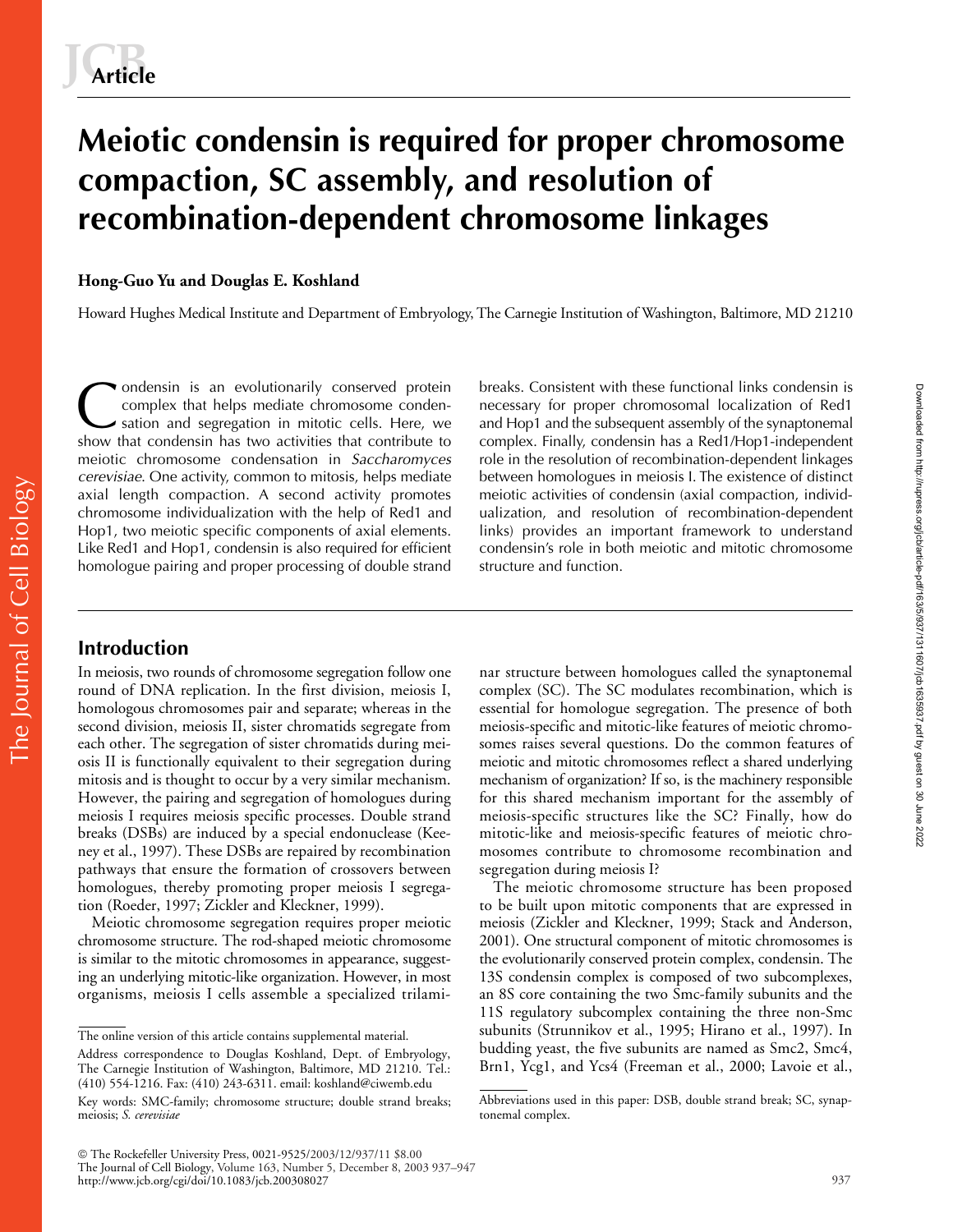# Meiotic condensin is required for proper chromosome compaction, SC assembly, and resolution of recombination-dependent chromosome linkages

**Hong-Guo Yu and Douglas E. Koshland**

Howard Hughes Medical Institute and Department of Embryology, The Carnegie Institution of Washington, Baltimore, MD 21210

Condensin is an evolutionarily conserved protein complex that helps mediate chromosome condensation and segregation in mitotic cells. Here, we show that condensin has two activities that contribute to meiotic chromosome condensation in *Saccharomyces cerevisiae*. One activity, common to mitosis, helps mediate axial length compaction. A second activity promotes chromosome individualization with the help of Red1 and Hop1, two meiotic specific components of axial elements. Like Red1 and Hop1, condensin is also required for efficient homologue pairing and proper processing of double strand breaks. Consistent with these functional links condensin is necessary for proper chromosomal localization of Red1 and Hop1 and the subsequent assembly of the synaptonemal complex. Finally, condensin has a Red1/Hop1-independent role in the resolution of recombination-dependent linkages between homologues in meiosis I. The existence of distinct meiotic activities of condensin (axial compaction, individualization, and resolution of recombination-dependent links) provides an important framework to understand condensin's role in both meiotic and mitotic chromosome structure and function.

## Introduction

In meiosis, two rounds of chromosome segregation follow one round of DNA replication. In the first division, meiosis I, homologous chromosomes pair and separate; whereas in the second division, meiosis II, sister chromatids segregate from each other. The segregation of sister chromatids during meiosis II is functionally equivalent to their segregation during mitosis and is thought to occur by a very similar mechanism. However, the pairing and segregation of homologues during meiosis I requires meiosis specific processes. Double strand breaks (DSBs) are induced by a special endonuclease (Keeney et al., 1997). These DSBs are repaired by recombination pathways that ensure the formation of crossovers between homologues, thereby promoting proper meiosis I segregation (Roeder, 1997; Zickler and Kleckner, 1999).

Meiotic chromosome segregation requires proper meiotic chromosome structure. The rod-shaped meiotic chromosome is similar to the mitotic chromosomes in appearance, suggesting an underlying mitotic-like organization. However, in most organisms, meiosis I cells assemble a specialized trilaminar structure between homologues called the synaptonemal complex (SC). The SC modulates recombination, which is essential for homologue segregation. The presence of both meiosis-specific and mitotic-like features of meiotic chromosomes raises several questions. Do the common features of meiotic and mitotic chromosomes reflect a shared underlying mechanism of organization? If so, is the machinery responsible for this shared mechanism important for the assembly of meiosis-specific structures like the SC? Finally, how do mitotic-like and meiosis-specific features of meiotic chromosomes contribute to chromosome recombination and segregation during meiosis I?

The meiotic chromosome structure has been proposed to be built upon mitotic components that are expressed in meiosis (Zickler and Kleckner, 1999; Stack and Anderson, 2001). One structural component of mitotic chromosomes is the evolutionarily conserved protein complex, condensin. The 13S condensin complex is composed of two subcomplexes, an 8S core containing the two Smc-family subunits and the 11S regulatory subcomplex containing the three non-Smc subunits (Strunnikov et al., 1995; Hirano et al., 1997). In budding yeast, the five subunits are named as Smc2, Smc4, Brn1, Ycg1, and Ycs4 (Freeman et al., 2000; Lavoie et al.,

The online version of this article contains supplemental material.

Address correspondence to Douglas Koshland, Dept. of Embryology, The Carnegie Institution of Washington, Baltimore, MD 21210. Tel.: (410) 554-1216. Fax: (410) 243-6311. email: koshland@ciwemb.edu

Key words: SMC-family; chromosome structure; double strand breaks; meiosis; *S. cerevisiae*

Abbreviations used in this paper: DSB, double strand break; SC, synaptonemal complex.

© The Rockefeller University Press, 0021-9525/2003/12/937/11 $8.00
http://www.jcb.org/cgi/doi/10.1083/jcb.200308027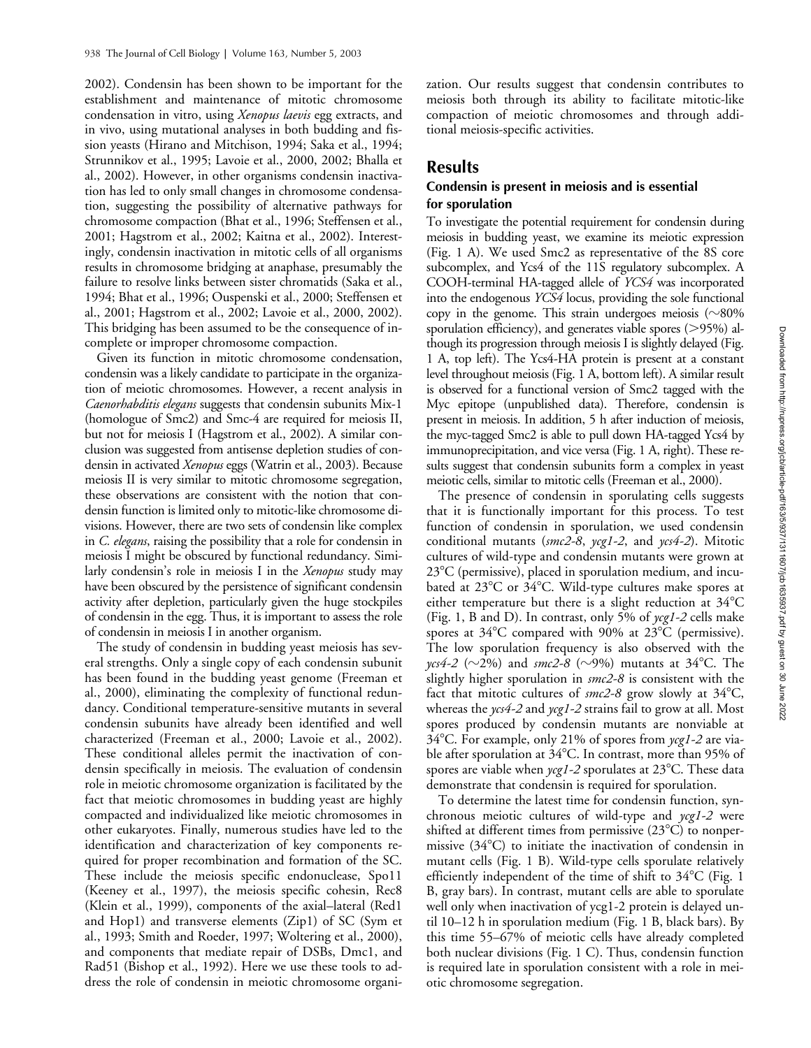2002). Condensin has been shown to be important for the establishment and maintenance of mitotic chromosome condensation in vitro, using *Xenopus laevis* egg extracts, and in vivo, using mutational analyses in both budding and fission yeasts (Hirano and Mitchison, 1994; Saka et al., 1994; Strunnikov et al., 1995; Lavoie et al., 2000, 2002; Bhalla et al., 2002). However, in other organisms condensin inactivation has led to only small changes in chromosome condensation, suggesting the possibility of alternative pathways for chromosome compaction (Bhat et al., 1996; Steffensen et al., 2001; Hagstrom et al., 2002; Kaitna et al., 2002). Interestingly, condensin inactivation in mitotic cells of all organisms results in chromosome bridging at anaphase, presumably the failure to resolve links between sister chromatids (Saka et al., 1994; Bhat et al., 1996; Ouspenski et al., 2000; Steffensen et al., 2001; Hagstrom et al., 2002; Lavoie et al., 2000, 2002). This bridging has been assumed to be the consequence of incomplete or improper chromosome compaction.

Given its function in mitotic chromosome condensation, condensin was a likely candidate to participate in the organization of meiotic chromosomes. However, a recent analysis in *Caenorhabditis elegans* suggests that condensin subunits Mix-1 (homologue of Smc2) and Smc-4 are required for meiosis II, but not for meiosis I (Hagstrom et al., 2002). A similar conclusion was suggested from antisense depletion studies of condensin in activated *Xenopus* eggs (Watrin et al., 2003). Because meiosis II is very similar to mitotic chromosome segregation, these observations are consistent with the notion that condensin function is limited only to mitotic-like chromosome divisions. However, there are two sets of condensin like complex in *C. elegans*, raising the possibility that a role for condensin in meiosis I might be obscured by functional redundancy. Similarly condensin's role in meiosis I in the *Xenopus* study may have been obscured by the persistence of significant condensin activity after depletion, particularly given the huge stockpiles of condensin in the egg. Thus, it is important to assess the role of condensin in meiosis I in another organism.

The study of condensin in budding yeast meiosis has several strengths. Only a single copy of each condensin subunit has been found in the budding yeast genome (Freeman et al., 2000), eliminating the complexity of functional redundancy. Conditional temperature-sensitive mutants in several condensin subunits have already been identified and well characterized (Freeman et al., 2000; Lavoie et al., 2002). These conditional alleles permit the inactivation of condensin specifically in meiosis. The evaluation of condensin role in meiotic chromosome organization is facilitated by the fact that meiotic chromosomes in budding yeast are highly compacted and individualized like meiotic chromosomes in other eukaryotes. Finally, numerous studies have led to the identification and characterization of key components required for proper recombination and formation of the SC. These include the meiosis specific endonuclease, Spo11 (Keeney et al., 1997), the meiosis specific cohesin, Rec8 (Klein et al., 1999), components of the axial–lateral (Red1 and Hop1) and transverse elements (Zip1) of SC (Sym et al., 1993; Smith and Roeder, 1997; Woltering et al., 2000), and components that mediate repair of DSBs, Dmc1, and Rad51 (Bishop et al., 1992). Here we use these tools to address the role of condensin in meiotic chromosome organization. Our results suggest that condensin contributes to meiosis both through its ability to facilitate mitotic-like compaction of meiotic chromosomes and through additional meiosis-specific activities.

## Results

### Condensin is present in meiosis and is essential for sporulation

To investigate the potential requirement for condensin during meiosis in budding yeast, we examine its meiotic expression (Fig. 1 A). We used Smc2 as representative of the 8S core subcomplex, and Ycs4 of the 11S regulatory subcomplex. A COOH-terminal HA-tagged allele of *YCS4* was incorporated into the endogenous *YCS4* locus, providing the sole functional copy in the genome. This strain undergoes meiosis (~80% sporulation efficiency), and generates viable spores (>95%) although its progression through meiosis I is slightly delayed (Fig. 1 A, top left). The Ycs4-HA protein is present at a constant level throughout meiosis (Fig. 1 A, bottom left). A similar result is observed for a functional version of Smc2 tagged with the Myc epitope (unpublished data). Therefore, condensin is present in meiosis. In addition, 5 h after induction of meiosis, the myc-tagged Smc2 is able to pull down HA-tagged Ycs4 by immunoprecipitation, and vice versa (Fig. 1 A, right). These results suggest that condensin subunits form a complex in yeast meiotic cells, similar to mitotic cells (Freeman et al., 2000).

The presence of condensin in sporulating cells suggests that it is functionally important for this process. To test function of condensin in sporulation, we used condensin conditional mutants (*smc2-8*, *ycg1-2*, and *ycs4-2*). Mitotic cultures of wild-type and condensin mutants were grown at 23°C (permissive), placed in sporulation medium, and incubated at 23°C or 34°C. Wild-type cultures make spores at either temperature but there is a slight reduction at 34°C (Fig. 1, B and D). In contrast, only 5% of *ycg1-2* cells make spores at 34°C compared with 90% at 23°C (permissive). The low sporulation frequency is also observed with the *ycs4-2* (~2%) and *smc2-8* (~9%) mutants at 34°C. The slightly higher sporulation in *smc2-8* is consistent with the fact that mitotic cultures of *smc2-8* grow slowly at 34°C, whereas the *ycs4-2* and *ycg1-2* strains fail to grow at all. Most spores produced by condensin mutants are nonviable at 34°C. For example, only 21% of spores from *ycg1-2* are viable after sporulation at 34°C. In contrast, more than 95% of spores are viable when *ycg1-2* sporulates at 23°C. These data demonstrate that condensin is required for sporulation.

To determine the latest time for condensin function, synchronous meiotic cultures of wild-type and *ycg1-2* were shifted at different times from permissive (23°C) to nonpermissive (34°C) to initiate the inactivation of condensin in mutant cells (Fig. 1 B). Wild-type cells sporulate relatively efficiently independent of the time of shift to 34°C (Fig. 1 B, gray bars). In contrast, mutant cells are able to sporulate well only when inactivation of ycg1-2 protein is delayed until 10–12 h in sporulation medium (Fig. 1 B, black bars). By this time 55–67% of meiotic cells have already completed both nuclear divisions (Fig. 1 C). Thus, condensin function is required late in sporulation consistent with a role in meiotic chromosome segregation.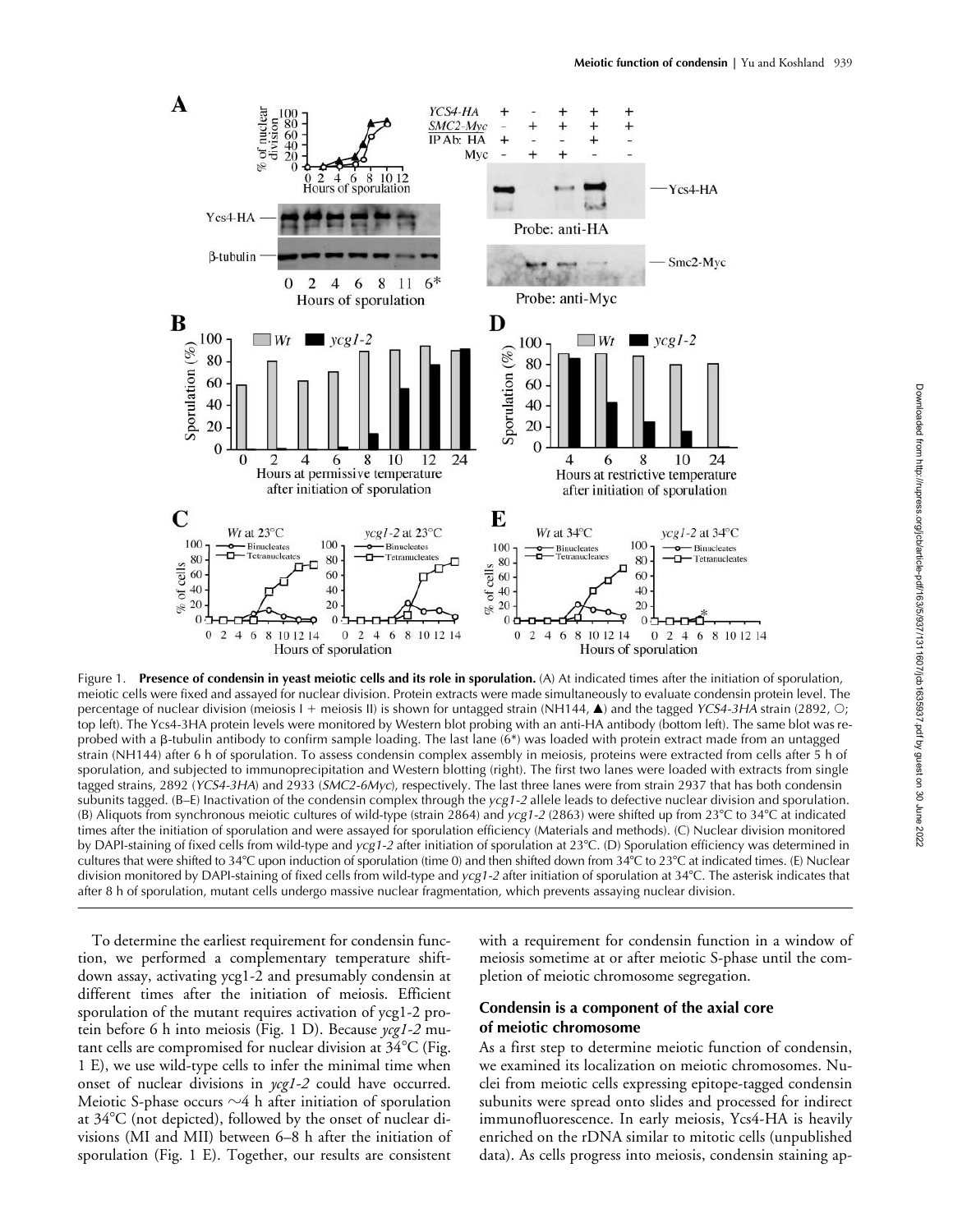Figure 1. **Presence of condensin in yeast meiotic cells and its role in sporulation.** (A) At indicated times after the initiation of sporulation, meiotic cells were fixed and assayed for nuclear division. Protein extracts were made simultaneously to evaluate condensin protein level. The percentage of nuclear division (meiosis I + meiosis II) is shown for untagged strain (NH144, ▲) and the tagged *YCS4-3HA* strain (2892, ○; top left). The Ycs4-3HA protein levels were monitored by Western blot probing with an anti-HA antibody (bottom left). The same blot was reprobed with a β-tubulin antibody to confirm sample loading. The last lane (6*) was loaded with protein extract made from an untagged strain (NH144) after 6 h of sporulation. To assess condensin complex assembly in meiosis, proteins were extracted from cells after 5 h of sporulation, and subjected to immunoprecipitation and Western blotting (right). The first two lanes were loaded with extracts from single tagged strains, 2892 (*YCS4-3HA*) and 2933 (*SMC2-6Myc*), respectively. The last three lanes were from strain 2937 that has both condensin subunits tagged. (B–E) Inactivation of the condensin complex through the *ycg1-2* allele leads to defective nuclear division and sporulation. (B) Aliquots from synchronous meiotic cultures of wild-type (strain 2864) and *ycg1-2* (2863) were shifted up from 23°C to 34°C at indicated times after the initiation of sporulation and were assayed for sporulation efficiency (Materials and methods). (C) Nuclear division monitored by DAPI-staining of fixed cells from wild-type and *ycg1-2* after initiation of sporulation at 23°C. (D) Sporulation efficiency was determined in cultures that were shifted to 34°C upon induction of sporulation (time 0) and then shifted down from 34°C to 23°C at indicated times. (E) Nuclear division monitored by DAPI-staining of fixed cells from wild-type and *ycg1-2* after initiation of sporulation at 34°C. The asterisk indicates that after 8 h of sporulation, mutant cells undergo massive nuclear fragmentation, which prevents assaying nuclear division.

To determine the earliest requirement for condensin function, we performed a complementary temperature shift-down assay, activating ycg1-2 and presumably condensin at different times after the initiation of meiosis. Efficient sporulation of the mutant requires activation of ycg1-2 protein before 6 h into meiosis (Fig. 1 D). Because *ycg1-2* mutant cells are compromised for nuclear division at 34°C (Fig. 1 E), we use wild-type cells to infer the minimal time when onset of nuclear divisions in *ycg1-2* could have occurred. Meiotic S-phase occurs ~4 h after initiation of sporulation at 34°C (not depicted), followed by the onset of nuclear divisions (MI and MII) between 6–8 h after the initiation of sporulation (Fig. 1 E). Together, our results are consistent with a requirement for condensin function in a window of meiosis sometime at or after meiotic S-phase until the completion of meiotic chromosome segregation.

## Condensin is a component of the axial core of meiotic chromosome

As a first step to determine meiotic function of condensin, we examined its localization on meiotic chromosomes. Nuclei from meiotic cells expressing epitope-tagged condensin subunits were spread onto slides and processed for indirect immunofluorescence. In early meiosis, Ycs4-HA is heavily enriched on the rDNA similar to mitotic cells (unpublished data). As cells progress into meiosis, condensin staining ap-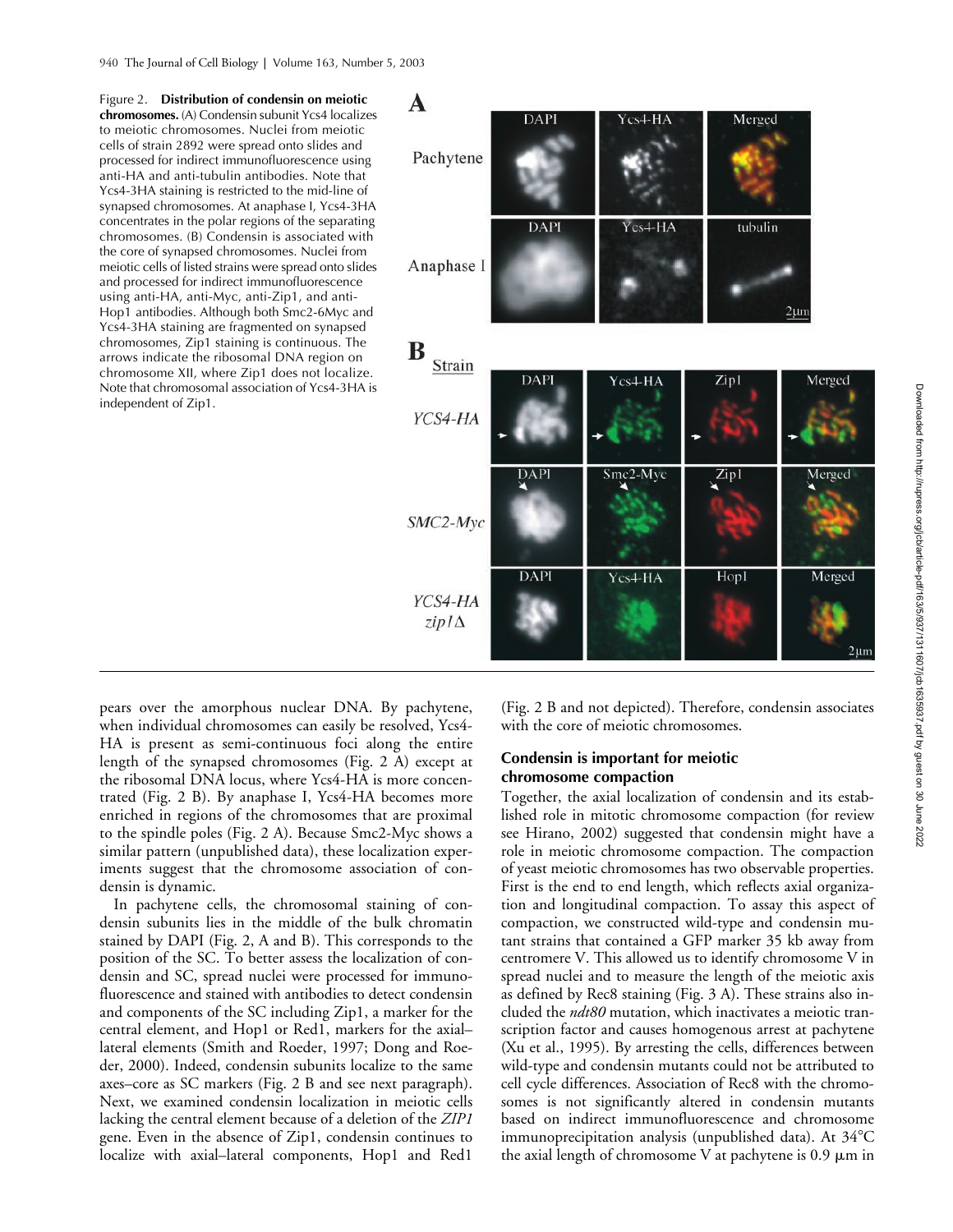Figure 2. **Distribution of condensin on meiotic chromosomes.** (A) Condensin subunit Ycs4 localizes to meiotic chromosomes. Nuclei from meiotic cells of strain 2892 were spread onto slides and processed for indirect immunofluorescence using anti-HA and anti-tubulin antibodies. Note that Ycs4-3HA staining is restricted to the mid-line of synapsed chromosomes. At anaphase I, Ycs4-3HA concentrates in the polar regions of the separating chromosomes. (B) Condensin is associated with the core of synapsed chromosomes. Nuclei from meiotic cells of listed strains were spread onto slides and processed for indirect immunofluorescence using anti-HA, anti-Myc, anti-Zip1, and anti-Hop1 antibodies. Although both Smc2-6Myc and Ycs4-3HA staining are fragmented on synapsed chromosomes, Zip1 staining is continuous. The arrows indicate the ribosomal DNA region on chromosome XII, where Zip1 does not localize. Note that chromosomal association of Ycs4-3HA is independent of Zip1.

pears over the amorphous nuclear DNA. By pachytene, when individual chromosomes can easily be resolved, Ycs4-HA is present as semi-continuous foci along the entire length of the synapsed chromosomes (Fig. 2 A) except at the ribosomal DNA locus, where Ycs4-HA is more concentrated (Fig. 2 B). By anaphase I, Ycs4-HA becomes more enriched in regions of the chromosomes that are proximal to the spindle poles (Fig. 2 A). Because Smc2-Myc shows a similar pattern (unpublished data), these localization experiments suggest that the chromosome association of condensin is dynamic.

In pachytene cells, the chromosomal staining of condensin subunits lies in the middle of the bulk chromatin stained by DAPI (Fig. 2, A and B). This corresponds to the position of the SC. To better assess the localization of condensin and SC, spread nuclei were processed for immunofluorescence and stained with antibodies to detect condensin and components of the SC including Zip1, a marker for the central element, and Hop1 or Red1, markers for the axial–lateral elements (Smith and Roeder, 1997; Dong and Roeder, 2000). Indeed, condensin subunits localize to the same axes–core as SC markers (Fig. 2 B and see next paragraph). Next, we examined condensin localization in meiotic cells lacking the central element because of a deletion of the *ZIP1* gene. Even in the absence of Zip1, condensin continues to localize with axial–lateral components, Hop1 and Red1 (Fig. 2 B and not depicted). Therefore, condensin associates with the core of meiotic chromosomes.

### Condensin is important for meiotic chromosome compaction

Together, the axial localization of condensin and its established role in mitotic chromosome compaction (for review see Hirano, 2002) suggested that condensin might have a role in meiotic chromosome compaction. The compaction of yeast meiotic chromosomes has two observable properties. First is the end to end length, which reflects axial organization and longitudinal compaction. To assay this aspect of compaction, we constructed wild-type and condensin mutant strains that contained a GFP marker 35 kb away from centromere V. This allowed us to identify chromosome V in spread nuclei and to measure the length of the meiotic axis as defined by Rec8 staining (Fig. 3 A). These strains also included the *ndt80* mutation, which inactivates a meiotic transcription factor and causes homogenous arrest at pachytene (Xu et al., 1995). By arresting the cells, differences between wild-type and condensin mutants could not be attributed to cell cycle differences. Association of Rec8 with the chromosomes is not significantly altered in condensin mutants based on indirect immunofluorescence and chromosome immunoprecipitation analysis (unpublished data). At 34°C the axial length of chromosome V at pachytene is 0.9 μm in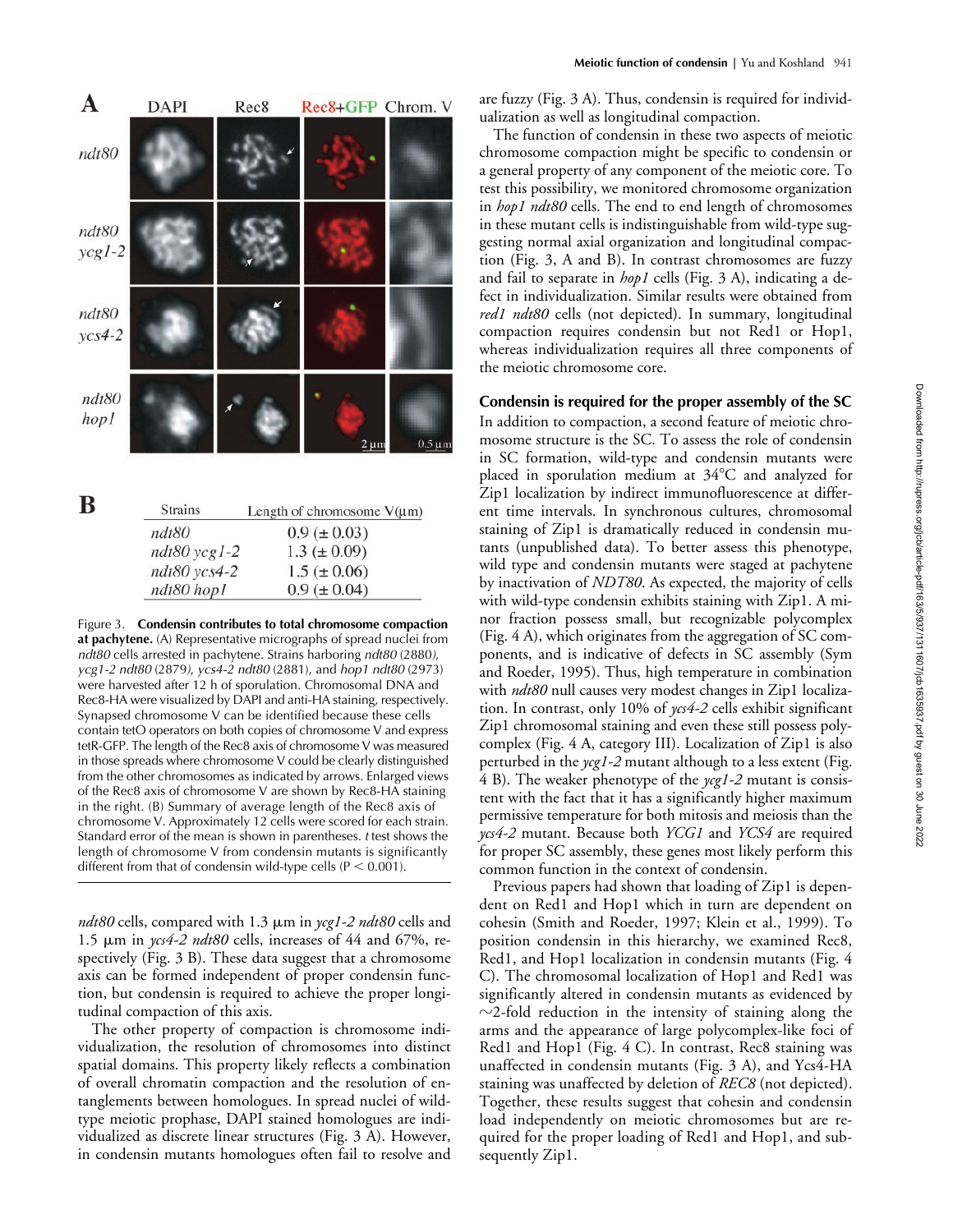**A**

**B**

| Strains | Length of chromosome V (μm) |
|---|---|
| *ndt80* | 0.9 (± 0.03) |
| *ndt80 ycg1-2* | 1.3 (± 0.09) |
| *ndt80 ycs4-2* | 1.5 (± 0.06) |
| *ndt80 hop1* | 0.9 (± 0.04) |

Figure 3. **Condensin contributes to total chromosome compaction at pachytene.** (A) Representative micrographs of spread nuclei from *ndt80* cells arrested in pachytene. Strains harboring *ndt80* (2880), *ycg1-2 ndt80* (2879), *ycs4-2 ndt80* (2881), and *hop1 ndt80* (2973) were harvested after 12 h of sporulation. Chromosomal DNA and Rec8-HA were visualized by DAPI and anti-HA staining, respectively. Synapsed chromosome V can be identified because these cells contain tetO operators on both copies of chromosome V and express tetR-GFP. The length of the Rec8 axis of chromosome V was measured in those spreads where chromosome V could be clearly distinguished from the other chromosomes as indicated by arrows. Enlarged views of the Rec8 axis of chromosome V are shown by Rec8-HA staining in the right. (B) Summary of average length of the Rec8 axis of chromosome V. Approximately 12 cells were scored for each strain. Standard error of the mean is shown in parentheses. *t* test shows the length of chromosome V from condensin mutants is significantly different from that of condensin wild-type cells ($P < 0.001$).

*ndt80* cells, compared with 1.3 μm in *ycg1-2 ndt80* cells and 1.5 μm in *ycs4-2 ndt80* cells, increases of 44 and 67%, respectively (Fig. 3 B). These data suggest that a chromosome axis can be formed independent of proper condensin function, but condensin is required to achieve the proper longitudinal compaction of this axis.

The other property of compaction is chromosome individualization, the resolution of chromosomes into distinct spatial domains. This property likely reflects a combination of overall chromatin compaction and the resolution of entanglements between homologues. In spread nuclei of wild-type meiotic prophase, DAPI stained homologues are individualized as discrete linear structures (Fig. 3 A). However, in condensin mutants homologues often fail to resolve and are fuzzy (Fig. 3 A). Thus, condensin is required for individualization as well as longitudinal compaction.

The function of condensin in these two aspects of meiotic chromosome compaction might be specific to condensin or a general property of any component of the meiotic core. To test this possibility, we monitored chromosome organization in *hop1 ndt80* cells. The end to end length of chromosomes in these mutant cells is indistinguishable from wild-type suggesting normal axial organization and longitudinal compaction (Fig. 3, A and B). In contrast chromosomes are fuzzy and fail to separate in *hop1* cells (Fig. 3 A), indicating a defect in individualization. Similar results were obtained from *red1 ndt80* cells (not depicted). In summary, longitudinal compaction requires condensin but not Red1 or Hop1, whereas individualization requires all three components of the meiotic chromosome core.

## Condensin is required for the proper assembly of the SC

In addition to compaction, a second feature of meiotic chromosome structure is the SC. To assess the role of condensin in SC formation, wild-type and condensin mutants were placed in sporulation medium at 34°C and analyzed for Zip1 localization by indirect immunofluorescence at different time intervals. In synchronous cultures, chromosomal staining of Zip1 is dramatically reduced in condensin mutants (unpublished data). To better assess this phenotype, wild type and condensin mutants were staged at pachytene by inactivation of *NDT80*. As expected, the majority of cells with wild-type condensin exhibits staining with Zip1. A minor fraction possess small, but recognizable polycomplex (Fig. 4 A), which originates from the aggregation of SC components, and is indicative of defects in SC assembly (Sym and Roeder, 1995). Thus, high temperature in combination with *ndt80* null causes very modest changes in Zip1 localization. In contrast, only 10% of *ycs4-2* cells exhibit significant Zip1 chromosomal staining and even these still possess polycomplex (Fig. 4 A, category III). Localization of Zip1 is also perturbed in the *ycg1-2* mutant although to a less extent (Fig. 4 B). The weaker phenotype of the *ycg1-2* mutant is consistent with the fact that it has a significantly higher maximum permissive temperature for both mitosis and meiosis than the *ycs4-2* mutant. Because both *YCG1* and *YCS4* are required for proper SC assembly, these genes most likely perform this common function in the context of condensin.

Previous papers had shown that loading of Zip1 is dependent on Red1 and Hop1 which in turn are dependent on cohesin (Smith and Roeder, 1997; Klein et al., 1999). To position condensin in this hierarchy, we examined Rec8, Red1, and Hop1 localization in condensin mutants (Fig. 4 C). The chromosomal localization of Hop1 and Red1 was significantly altered in condensin mutants as evidenced by ~2-fold reduction in the intensity of staining along the arms and the appearance of large polycomplex-like foci of Red1 and Hop1 (Fig. 4 C). In contrast, Rec8 staining was unaffected in condensin mutants (Fig. 3 A), and Ycs4-HA staining was unaffected by deletion of *REC8* (not depicted). Together, these results suggest that cohesin and condensin load independently on meiotic chromosomes but are required for the proper loading of Red1 and Hop1, and subsequently Zip1.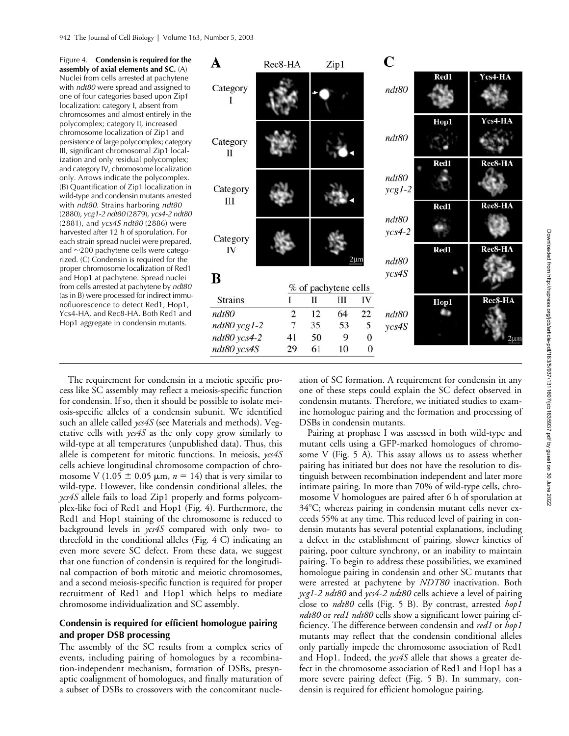Figure 4. **Condensin is required for the assembly of axial elements and SC.** (A) Nuclei from cells arrested at pachytene with *ndt80* were spread and assigned to one of four categories based upon Zip1 localization: category I, absent from chromosomes and almost entirely in the polycomplex; category II, increased chromosome localization of Zip1 and persistence of large polycomplex; category III, significant chromosomal Zip1 localization and only residual polycomplex; and category IV, chromosome localization only. Arrows indicate the polycomplex. (B) Quantification of Zip1 localization in wild-type and condensin mutants arrested with *ndt80*. Strains harboring *ndt80* (2880), *ycg1-2 ndt80* (2879), *ycs4-2 ndt80* (2881), and *ycs4S ndt80* (2886) were harvested after 12 h of sporulation. For each strain spread nuclei were prepared, and ~200 pachytene cells were categorized. (C) Condensin is required for the proper chromosome localization of Red1 and Hop1 at pachytene. Spread nuclei from cells arrested at pachytene by *ndt80* (as in B) were processed for indirect immunofluorescence to detect Red1, Hop1, Ycs4-HA, and Rec8-HA. Both Red1 and Hop1 aggregate in condensin mutants.

| Strains | % of pachytene cells I | II | III | IV |
|---|---|---|---|---|
| *ndt80* | 2 | 12 | 64 | 22 |
| *ndt80 ycg1-2* | 7 | 35 | 53 | 5 |
| *ndt80 ycs4-2* | 41 | 50 | 9 | 0 |
| *ndt80 ycs4S* | 29 | 61 | 10 | 0 |

The requirement for condensin in a meiotic specific process like SC assembly may reflect a meiosis-specific function for condensin. If so, then it should be possible to isolate meiosis-specific alleles of a condensin subunit. We identified such an allele called *ycs4S* (see Materials and methods). Vegetative cells with *ycs4S* as the only copy grow similarly to wild-type at all temperatures (unpublished data). Thus, this allele is competent for mitotic functions. In meiosis, *ycs4S* cells achieve longitudinal chromosome compaction of chromosome V (1.05 ± 0.05 μm, $n = 14$) that is very similar to wild-type. However, like condensin conditional alleles, the *ycs4S* allele fails to load Zip1 properly and forms polycomplex-like foci of Red1 and Hop1 (Fig. 4). Furthermore, the Red1 and Hop1 staining of the chromosome is reduced to background levels in *ycs4S* compared with only two- to threefold in the conditional alleles (Fig. 4 C) indicating an even more severe SC defect. From these data, we suggest that one function of condensin is required for the longitudinal compaction of both mitotic and meiotic chromosomes, and a second meiosis-specific function is required for proper recruitment of Red1 and Hop1 which helps to mediate chromosome individualization and SC assembly.

## Condensin is required for efficient homologue pairing and proper DSB processing

The assembly of the SC results from a complex series of events, including pairing of homologues by a recombination-independent mechanism, formation of DSBs, presynaptic coalignment of homologues, and finally maturation of a subset of DSBs to crossovers with the concomitant nucleation of SC formation. A requirement for condensin in any one of these steps could explain the SC defect observed in condensin mutants. Therefore, we initiated studies to examine homologue pairing and the formation and processing of DSBs in condensin mutants.

Pairing at prophase I was assessed in both wild-type and mutant cells using a GFP-marked homologues of chromosome V (Fig. 5 A). This assay allows us to assess whether pairing has initiated but does not have the resolution to distinguish between recombination independent and later more intimate pairing. In more than 70% of wild-type cells, chromosome V homologues are paired after 6 h of sporulation at 34°C; whereas pairing in condensin mutant cells never exceeds 55% at any time. This reduced level of pairing in condensin mutants has several potential explanations, including a defect in the establishment of pairing, slower kinetics of pairing, poor culture synchrony, or an inability to maintain pairing. To begin to address these possibilities, we examined homologue pairing in condensin and other SC mutants that were arrested at pachytene by *NDT80* inactivation. Both *ycg1-2 ndt80* and *ycs4-2 ndt80* cells achieve a level of pairing close to *ndt80* cells (Fig. 5 B). By contrast, arrested *hop1 ndt80* or *red1 ndt80* cells show a significant lower pairing efficiency. The difference between condensin and *red1* or *hop1* mutants may reflect that the condensin conditional alleles only partially impede the chromosome association of Red1 and Hop1. Indeed, the *ycs4S* allele that shows a greater defect in the chromosome association of Red1 and Hop1 has a more severe pairing defect (Fig. 5 B). In summary, condensin is required for efficient homologue pairing.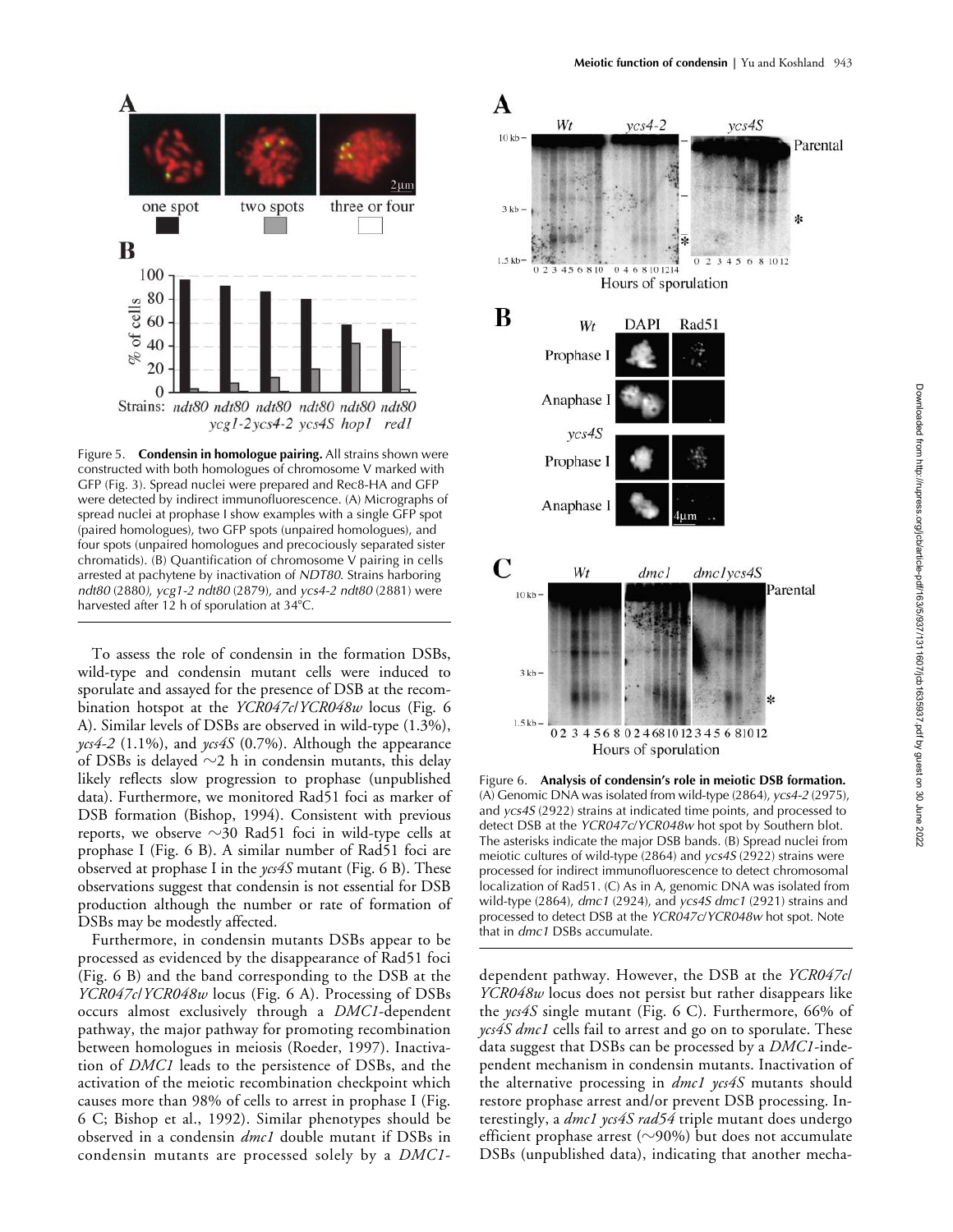Figure 5. **Condensin in homologue pairing.** All strains shown were constructed with both homologues of chromosome V marked with GFP (Fig. 3). Spread nuclei were prepared and Rec8-HA and GFP were detected by indirect immunofluorescence. (A) Micrographs of spread nuclei at prophase I show examples with a single GFP spot (paired homologues), two GFP spots (unpaired homologues), and four spots (unpaired homologues and precociously separated sister chromatids). (B) Quantification of chromosome V pairing in cells arrested at pachytene by inactivation of *NDT80*. Strains harboring *ndt80* (2880), *ycg1-2 ndt80* (2879), and *ycs4-2 ndt80* (2881) were harvested after 12 h of sporulation at 34°C.

To assess the role of condensin in the formation DSBs, wild-type and condensin mutant cells were induced to sporulate and assayed for the presence of DSB at the recombination hotspot at the *YCR047c*/*YCR048w* locus (Fig. 6 A). Similar levels of DSBs are observed in wild-type (1.3%), *ycs4-2* (1.1%), and *ycs4S* (0.7%). Although the appearance of DSBs is delayed ~2 h in condensin mutants, this delay likely reflects slow progression to prophase (unpublished data). Furthermore, we monitored Rad51 foci as marker of DSB formation (Bishop, 1994). Consistent with previous reports, we observe ~30 Rad51 foci in wild-type cells at prophase I (Fig. 6 B). A similar number of Rad51 foci are observed at prophase I in the *ycs4S* mutant (Fig. 6 B). These observations suggest that condensin is not essential for DSB production although the number or rate of formation of DSBs may be modestly affected.

Furthermore, in condensin mutants DSBs appear to be processed as evidenced by the disappearance of Rad51 foci (Fig. 6 B) and the band corresponding to the DSB at the *YCR047c*/*YCR048w* locus (Fig. 6 A). Processing of DSBs occurs almost exclusively through a *DMC1*-dependent pathway, the major pathway for promoting recombination between homologues in meiosis (Roeder, 1997). Inactivation of *DMC1* leads to the persistence of DSBs, and the activation of the meiotic recombination checkpoint which causes more than 98% of cells to arrest in prophase I (Fig. 6 C; Bishop et al., 1992). Similar phenotypes should be observed in a condensin *dmc1* double mutant if DSBs in condensin mutants are processed solely by a *DMC1*-dependent pathway. However, the DSB at the *YCR047c*/*YCR048w* locus does not persist but rather disappears like the *ycs4S* single mutant (Fig. 6 C). Furthermore, 66% of *ycs4S dmc1* cells fail to arrest and go on to sporulate. These data suggest that DSBs can be processed by a *DMC1*-independent mechanism in condensin mutants. Inactivation of the alternative processing in *dmc1 ycs4S* mutants should restore prophase arrest and/or prevent DSB processing. Interestingly, a *dmc1 ycs4S rad54* triple mutant does undergo efficient prophase arrest (~90%) but does not accumulate DSBs (unpublished data), indicating that another mecha-

Figure 6. **Analysis of condensin's role in meiotic DSB formation.** (A) Genomic DNA was isolated from wild-type (2864), *ycs4-2* (2975), and *ycs4S* (2922) strains at indicated time points, and processed to detect DSB at the *YCR047c*/*YCR048w* hot spot by Southern blot. The asterisks indicate the major DSB bands. (B) Spread nuclei from meiotic cultures of wild-type (2864) and *ycs4S* (2922) strains were processed for indirect immunofluorescence to detect chromosomal localization of Rad51. (C) As in A, genomic DNA was isolated from wild-type (2864), *dmc1* (2924), and *ycs4S dmc1* (2921) strains and processed to detect DSB at the *YCR047c*/*YCR048w* hot spot. Note that in *dmc1* DSBs accumulate.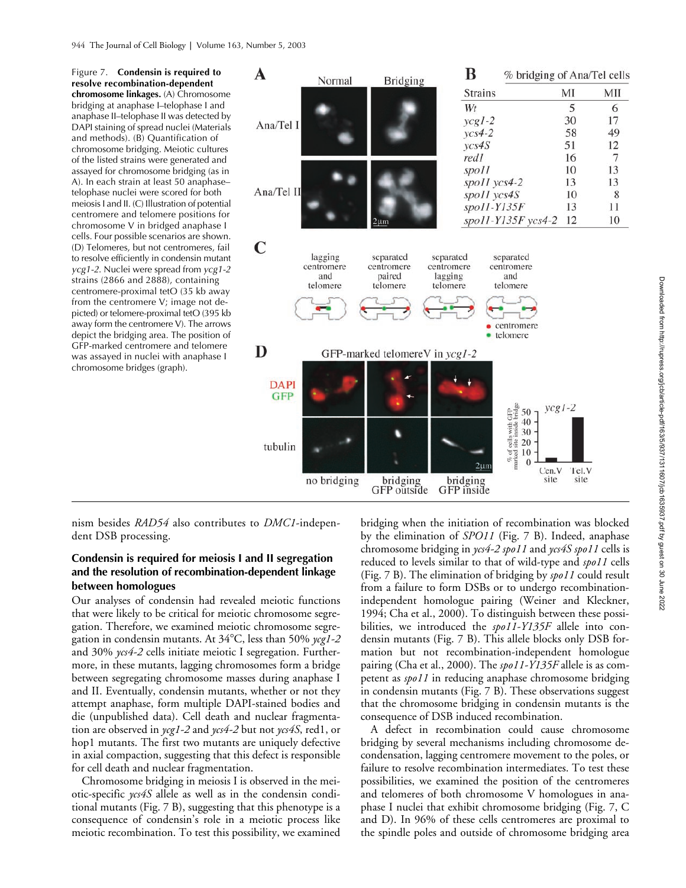Figure 7. **Condensin is required to resolve recombination-dependent chromosome linkages.** (A) Chromosome bridging at anaphase I–telophase I and anaphase II–telophase II was detected by DAPI staining of spread nuclei (Materials and methods). (B) Quantification of chromosome bridging. Meiotic cultures of the listed strains were generated and assayed for chromosome bridging (as in A). In each strain at least 50 anaphase–telophase nuclei were scored for both meiosis I and II. (C) Illustration of potential centromere and telomere positions for chromosome V in bridged anaphase I cells. Four possible scenarios are shown. (D) Telomeres, but not centromeres, fail to resolve efficiently in condensin mutant *ycg1-2*. Nuclei were spread from *ycg1-2* strains (2866 and 2888), containing centromere-proximal tetO (35 kb away from the centromere V; image not depicted) or telomere-proximal tetO (395 kb away form the centromere V). The arrows depict the bridging area. The position of GFP-marked centromere and telomere was assayed in nuclei with anaphase I chromosome bridges (graph).

% bridging of Ana/Tel cells

| Strains | MI | MII |
|---|---|---|
| *Wt* | 5 | 6 |
| *ycg1-2* | 30 | 17 |
| *ycs4-2* | 58 | 49 |
| *ycs4S* | 51 | 12 |
| *red1* | 16 | 7 |
| *spo11* | 10 | 13 |
| *spo11 ycs4-2* | 13 | 13 |
| *spo11 ycs4S* | 10 | 8 |
| *spo11-Y135F* | 13 | 11 |
| *spo11-Y135F ycs4-2* | 12 | 10 |

nism besides *RAD54* also contributes to *DMC1*-independent DSB processing.

### Condensin is required for meiosis I and II segregation and the resolution of recombination-dependent linkage between homologues

Our analyses of condensin had revealed meiotic functions that were likely to be critical for meiotic chromosome segregation. Therefore, we examined meiotic chromosome segregation in condensin mutants. At 34°C, less than 50% *ycg1-2* and 30% *ycs4-2* cells initiate meiotic I segregation. Furthermore, in these mutants, lagging chromosomes form a bridge between segregating chromosome masses during anaphase I and II. Eventually, condensin mutants, whether or not they attempt anaphase, form multiple DAPI-stained bodies and die (unpublished data). Cell death and nuclear fragmentation are observed in *ycg1-2* and *ycs4-2* but not *ycs4S*, red1, or hop1 mutants. The first two mutants are uniquely defective in axial compaction, suggesting that this defect is responsible for cell death and nuclear fragmentation.

Chromosome bridging in meiosis I is observed in the meiotic-specific *ycs4S* allele as well as in the condensin conditional mutants (Fig. 7 B), suggesting that this phenotype is a consequence of condensin's role in a meiotic process like meiotic recombination. To test this possibility, we examined bridging when the initiation of recombination was blocked by the elimination of *SPO11* (Fig. 7 B). Indeed, anaphase chromosome bridging in *ycs4-2 spo11* and *ycs4S spo11* cells is reduced to levels similar to that of wild-type and *spo11* cells (Fig. 7 B). The elimination of bridging by *spo11* could result from a failure to form DSBs or to undergo recombination-independent homologue pairing (Weiner and Kleckner, 1994; Cha et al., 2000). To distinguish between these possibilities, we introduced the *spo11-Y135F* allele into condensin mutants (Fig. 7 B). This allele blocks only DSB formation but not recombination-independent homologue pairing (Cha et al., 2000). The *spo11-Y135F* allele is as competent as *spo11* in reducing anaphase chromosome bridging in condensin mutants (Fig. 7 B). These observations suggest that the chromosome bridging in condensin mutants is the consequence of DSB induced recombination.

A defect in recombination could cause chromosome bridging by several mechanisms including chromosome decondensation, lagging centromere movement to the poles, or failure to resolve recombination intermediates. To test these possibilities, we examined the position of the centromeres and telomeres of both chromosome V homologues in anaphase I nuclei that exhibit chromosome bridging (Fig. 7, C and D). In 96% of these cells centromeres are proximal to the spindle poles and outside of chromosome bridging area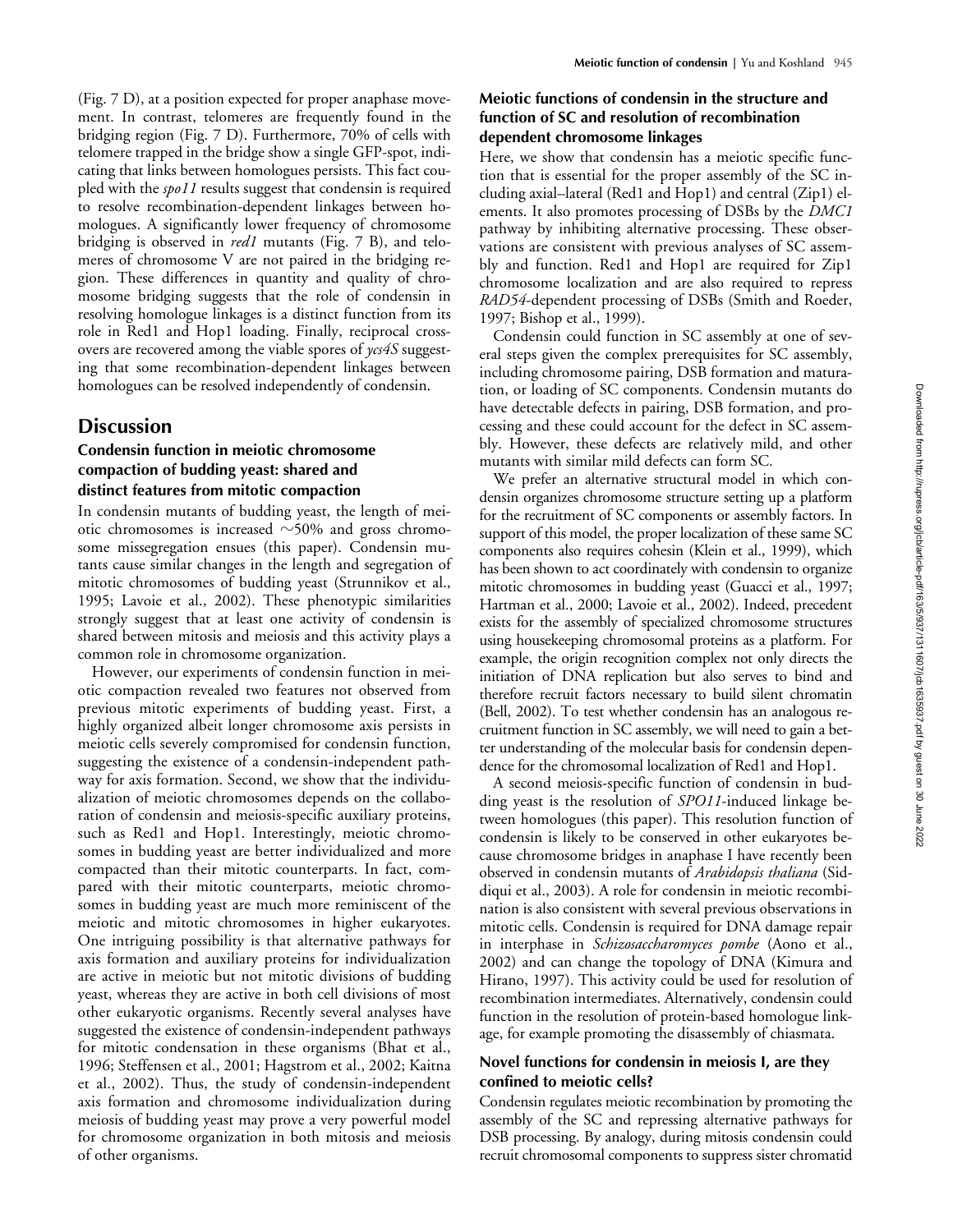(Fig. 7 D), at a position expected for proper anaphase movement. In contrast, telomeres are frequently found in the bridging region (Fig. 7 D). Furthermore, 70% of cells with telomere trapped in the bridge show a single GFP-spot, indicating that links between homologues persists. This fact coupled with the *spo11* results suggest that condensin is required to resolve recombination-dependent linkages between homologues. A significantly lower frequency of chromosome bridging is observed in *red1* mutants (Fig. 7 B), and telomeres of chromosome V are not paired in the bridging region. These differences in quantity and quality of chromosome bridging suggests that the role of condensin in resolving homologue linkages is a distinct function from its role in Red1 and Hop1 loading. Finally, reciprocal crossovers are recovered among the viable spores of *ycs4S* suggesting that some recombination-dependent linkages between homologues can be resolved independently of condensin.

# Discussion

## Condensin function in meiotic chromosome compaction of budding yeast: shared and distinct features from mitotic compaction

In condensin mutants of budding yeast, the length of meiotic chromosomes is increased ~50% and gross chromosome missegregation ensues (this paper). Condensin mutants cause similar changes in the length and segregation of mitotic chromosomes of budding yeast (Strunnikov et al., 1995; Lavoie et al., 2002). These phenotypic similarities strongly suggest that at least one activity of condensin is shared between mitosis and meiosis and this activity plays a common role in chromosome organization.

However, our experiments of condensin function in meiotic compaction revealed two features not observed from previous mitotic experiments of budding yeast. First, a highly organized albeit longer chromosome axis persists in meiotic cells severely compromised for condensin function, suggesting the existence of a condensin-independent pathway for axis formation. Second, we show that the individualization of meiotic chromosomes depends on the collaboration of condensin and meiosis-specific auxiliary proteins, such as Red1 and Hop1. Interestingly, meiotic chromosomes in budding yeast are better individualized and more compacted than their mitotic counterparts. In fact, compared with their mitotic counterparts, meiotic chromosomes in budding yeast are much more reminiscent of the meiotic and mitotic chromosomes in higher eukaryotes. One intriguing possibility is that alternative pathways for axis formation and auxiliary proteins for individualization are active in meiotic but not mitotic divisions of budding yeast, whereas they are active in both cell divisions of most other eukaryotic organisms. Recently several analyses have suggested the existence of condensin-independent pathways for mitotic condensation in these organisms (Bhat et al., 1996; Steffensen et al., 2001; Hagstrom et al., 2002; Kaitna et al., 2002). Thus, the study of condensin-independent axis formation and chromosome individualization during meiosis of budding yeast may prove a very powerful model for chromosome organization in both mitosis and meiosis of other organisms.

## Meiotic functions of condensin in the structure and function of SC and resolution of recombination dependent chromosome linkages

Here, we show that condensin has a meiotic specific function that is essential for the proper assembly of the SC including axial–lateral (Red1 and Hop1) and central (Zip1) elements. It also promotes processing of DSBs by the *DMC1* pathway by inhibiting alternative processing. These observations are consistent with previous analyses of SC assembly and function. Red1 and Hop1 are required for Zip1 chromosome localization and are also required to repress *RAD54*-dependent processing of DSBs (Smith and Roeder, 1997; Bishop et al., 1999).

Condensin could function in SC assembly at one of several steps given the complex prerequisites for SC assembly, including chromosome pairing, DSB formation and maturation, or loading of SC components. Condensin mutants do have detectable defects in pairing, DSB formation, and processing and these could account for the defect in SC assembly. However, these defects are relatively mild, and other mutants with similar mild defects can form SC.

We prefer an alternative structural model in which condensin organizes chromosome structure setting up a platform for the recruitment of SC components or assembly factors. In support of this model, the proper localization of these same SC components also requires cohesin (Klein et al., 1999), which has been shown to act coordinately with condensin to organize mitotic chromosomes in budding yeast (Guacci et al., 1997; Hartman et al., 2000; Lavoie et al., 2002). Indeed, precedent exists for the assembly of specialized chromosome structures using housekeeping chromosomal proteins as a platform. For example, the origin recognition complex not only directs the initiation of DNA replication but also serves to bind and therefore recruit factors necessary to build silent chromatin (Bell, 2002). To test whether condensin has an analogous recruitment function in SC assembly, we will need to gain a better understanding of the molecular basis for condensin dependence for the chromosomal localization of Red1 and Hop1.

A second meiosis-specific function of condensin in budding yeast is the resolution of *SPO11*-induced linkage between homologues (this paper). This resolution function of condensin is likely to be conserved in other eukaryotes because chromosome bridges in anaphase I have recently been observed in condensin mutants of *Arabidopsis thaliana* (Siddiqui et al., 2003). A role for condensin in meiotic recombination is also consistent with several previous observations in mitotic cells. Condensin is required for DNA damage repair in interphase in *Schizosaccharomyces pombe* (Aono et al., 2002) and can change the topology of DNA (Kimura and Hirano, 1997). This activity could be used for resolution of recombination intermediates. Alternatively, condensin could function in the resolution of protein-based homologue linkage, for example promoting the disassembly of chiasmata.

## Novel functions for condensin in meiosis I, are they confined to meiotic cells?

Condensin regulates meiotic recombination by promoting the assembly of the SC and repressing alternative pathways for DSB processing. By analogy, during mitosis condensin could recruit chromosomal components to suppress sister chromatid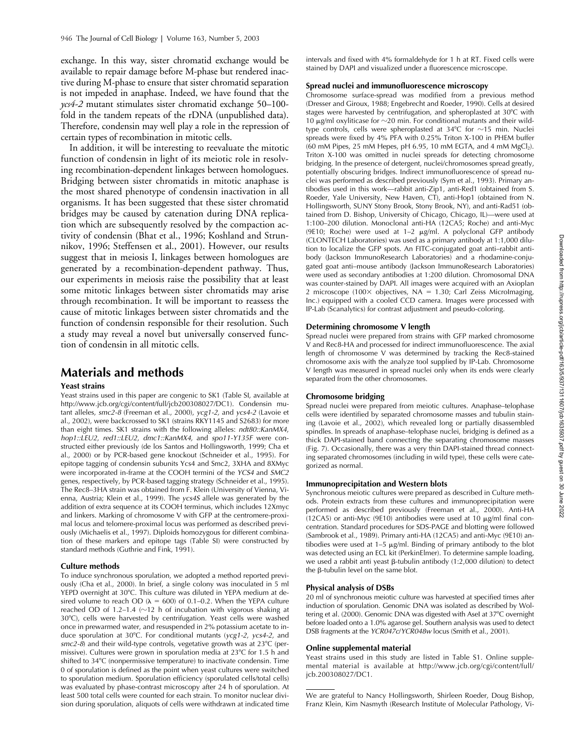exchange. In this way, sister chromatid exchange would be available to repair damage before M-phase but rendered inactive during M-phase to ensure that sister chromatid separation is not impeded in anaphase. Indeed, we have found that the *ycs4-2* mutant stimulates sister chromatid exchange 50–100-fold in the tandem repeats of the rDNA (unpublished data). Therefore, condensin may well play a role in the repression of certain types of recombination in mitotic cells.

In addition, it will be interesting to reevaluate the mitotic function of condensin in light of its meiotic role in resolving recombination-dependent linkages between homologues. Bridging between sister chromatids in mitotic anaphase is the most shared phenotype of condensin inactivation in all organisms. It has been suggested that these sister chromatid bridges may be caused by catenation during DNA replication which are subsequently resolved by the compaction activity of condensin (Bhat et al., 1996; Koshland and Strunnikov, 1996; Steffensen et al., 2001). However, our results suggest that in meiosis I, linkages between homologues are generated by a recombination-dependent pathway. Thus, our experiments in meiosis raise the possibility that at least some mitotic linkages between sister chromatids may arise through recombination. It will be important to reassess the cause of mitotic linkages between sister chromatids and the function of condensin responsible for their resolution. Such a study may reveal a novel but universally conserved function of condensin in all mitotic cells.

# Materials and methods

### Yeast strains

Yeast strains used in this paper are congenic to SK1 (Table SI, available at http://www.jcb.org/cgi/content/full/jcb200308027/DC1). Condensin mutant alleles, *smc2-8* (Freeman et al., 2000), *ycg1-2,* and *ycs4-2* (Lavoie et al., 2002), were backcrossed to SK1 (strains RKY1145 and S2683) for more than eight times. SK1 strains with the following alleles: *ndt80::KanMX4, hop1::LEU2, red1::LEU2, dmc1::KanMX4,* and *spo11-Y135F* were constructed either previously (de los Santos and Hollingsworth, 1999; Cha et al., 2000) or by PCR-based gene knockout (Schneider et al., 1995). For epitope tagging of condensin subunits Ycs4 and Smc2, 3XHA and 8XMyc were incorporated in-frame at the COOH termini of the *YCS4* and *SMC2* genes, respectively, by PCR-based tagging strategy (Schneider et al., 1995). The Rec8–3HA strain was obtained from F. Klein (University of Vienna, Vienna, Austria; Klein et al., 1999). The *ycs4S* allele was generated by the addition of extra sequence at its COOH terminus, which includes 12Xmyc and linkers. Marking of chromosome V with GFP at the centromere-proximal locus and telomere-proximal locus was performed as described previously (Michaelis et al., 1997). Diploids homozygous for different combination of these markers and epitope tags (Table SI) were constructed by standard methods (Guthrie and Fink, 1991).

### Culture methods

To induce synchronous sporulation, we adopted a method reported previously (Cha et al., 2000). In brief, a single colony was inoculated in 5 ml YEPD overnight at 30°C. This culture was diluted in YEPA medium at desired volume to reach OD (λ = 600) of 0.1–0.2. When the YEPA culture reached OD of 1.2–1.4 (~12 h of incubation with vigorous shaking at 30°C), cells were harvested by centrifugation. Yeast cells were washed once in prewarmed water, and resuspended in 2% potassium acetate to induce sporulation at 30°C. For conditional mutants (*ycg1-2, ycs4-2,* and *smc2-8*) and their wild-type controls, vegetative growth was at 23°C (permissive). Cultures were grown in sporulation media at 23°C for 1.5 h and shifted to 34°C (nonpermissive temperature) to inactivate condensin. Time 0 of sporulation is defined as the point when yeast cultures were switched to sporulation medium. Sporulation efficiency (sporulated cells/total cells) was evaluated by phase-contrast microscopy after 24 h of sporulation. At least 500 total cells were counted for each strain. To monitor nuclear division during sporulation, aliquots of cells were withdrawn at indicated time intervals and fixed with 4% formaldehyde for 1 h at RT. Fixed cells were stained by DAPI and visualized under a fluorescence microscope.

### Spread nuclei and immunofluorescence microscopy

Chromosome surface-spread was modified from a previous method (Dresser and Giroux, 1988; Engebrecht and Roeder, 1990). Cells at desired stages were harvested by centrifugation, and spheroplasted at 30°C with 10 μg/ml oxyliticase for ~20 min. For conditional mutants and their wild-type controls, cells were spheroplasted at 34°C for ~15 min. Nuclei spreads were fixed by 4% PFA with 0.25% Triton X-100 in PHEM buffer (60 mM Pipes, 25 mM Hepes, pH 6.95, 10 mM EGTA, and 4 mM $MgCl_2$). Triton X-100 was omitted in nuclei spreads for detecting chromosome bridging. In the presence of detergent, nuclei/chromosomes spread greatly, potentially obscuring bridges. Indirect immunofluorescence of spread nuclei was performed as described previously (Sym et al., 1993). Primary antibodies used in this work—rabbit anti-Zip1, anti-Red1 (obtained from S. Roeder, Yale University, New Haven, CT), anti-Hop1 (obtained from N. Hollingsworth, SUNY Stony Brook, Stony Brook, NY), and anti-Rad51 (obtained from D. Bishop, University of Chicago, Chicago, IL)—were used at 1:100–200 dilution. Monoclonal anti-HA (12CA5; Roche) and anti-Myc (9E10; Roche) were used at 1–2 μg/ml. A polyclonal GFP antibody (CLONTECH Laboratories) was used as a primary antibody at 1:1,000 dilution to localize the GFP spots. An FITC-conjugated goat anti–rabbit antibody (Jackson ImmunoResearch Laboratories) and a rhodamine-conjugated goat anti–mouse antibody (Jackson ImmunoResearch Laboratories) were used as secondary antibodies at 1:200 dilution. Chromosomal DNA was counter-stained by DAPI. All images were acquired with an Axioplan 2 microscope (100× objectives, NA = 1.30; Carl Zeiss MicroImaging, Inc.) equipped with a cooled CCD camera. Images were processed with IP-Lab (Scanalytics) for contrast adjustment and pseudo-coloring.

### Determining chromosome V length

Spread nuclei were prepared from strains with GFP marked chromosome V and Rec8-HA and processed for indirect immunofluorescence. The axial length of chromosome V was determined by tracking the Rec8-stained chromosome axis with the analyze tool supplied by IP-Lab. Chromosome V length was measured in spread nuclei only when its ends were clearly separated from the other chromosomes.

### Chromosome bridging

Spread nuclei were prepared from meiotic cultures. Anaphase–telophase cells were identified by separated chromosome masses and tubulin staining (Lavoie et al., 2002), which revealed long or partially disassembled spindles. In spreads of anaphase–telophase nuclei, bridging is defined as a thick DAPI-stained band connecting the separating chromosome masses (Fig. 7). Occasionally, there was a very thin DAPI-stained thread connecting separated chromosomes (including in wild type), these cells were categorized as normal.

### Immunoprecipitation and Western blots

Synchronous meiotic cultures were prepared as described in Culture methods. Protein extracts from these cultures and immunoprecipitation were performed as described previously (Freeman et al., 2000). Anti-HA (12CA5) or anti-Myc (9E10) antibodies were used at 10 μg/ml final concentration. Standard procedures for SDS-PAGE and blotting were followed (Sambrook et al., 1989). Primary anti-HA (12CA5) and anti-Myc (9E10) antibodies were used at 1–5 μg/ml. Binding of primary antibody to the blot was detected using an ECL kit (PerkinElmer). To determine sample loading, we used a rabbit anti yeast β-tubulin antibody (1:2,000 dilution) to detect the β-tubulin level on the same blot.

### Physical analysis of DSBs

20 ml of synchronous meiotic culture was harvested at specified times after induction of sporulation. Genomic DNA was isolated as described by Woltering et al. (2000). Genomic DNA was digested with AseI at 37°C overnight before loaded onto a 1.0% agarose gel. Southern analysis was used to detect DSB fragments at the *YCR047c/YCR048w* locus (Smith et al., 2001).

### Online supplemental material

Yeast strains used in this study are listed in Table S1. Online supplemental material is available at http://www.jcb.org/cgi/content/full/jcb.200308027/DC1.

---

We are grateful to Nancy Hollingsworth, Shirleen Roeder, Doug Bishop, Franz Klein, Kim Nasmyth (Research Institute of Molecular Pathology, Vi-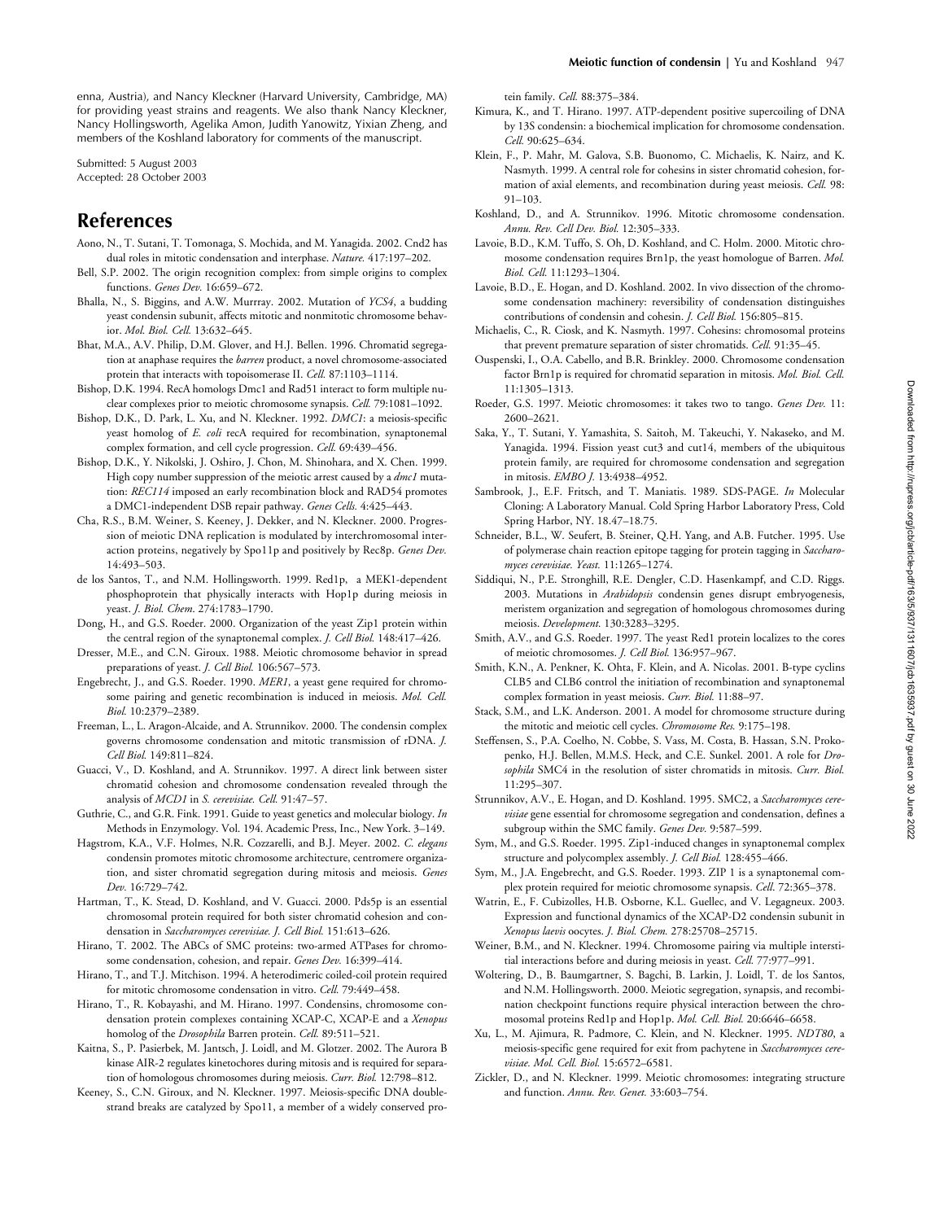enna, Austria), and Nancy Kleckner (Harvard University, Cambridge, MA) for providing yeast strains and reagents. We also thank Nancy Kleckner, Nancy Hollingsworth, Agelika Amon, Judith Yanowitz, Yixian Zheng, and members of the Koshland laboratory for comments of the manuscript.

Submitted: 5 August 2003
Accepted: 28 October 2003

## References

Aono, N., T. Sutani, T. Tomonaga, S. Mochida, and M. Yanagida. 2002. Cnd2 has dual roles in mitotic condensation and interphase. *Nature.* 417:197–202.

Bell, S.P. 2002. The origin recognition complex: from simple origins to complex functions. *Genes Dev.* 16:659–672.

Bhalla, N., S. Biggins, and A.W. Murrray. 2002. Mutation of *YCS4*, a budding yeast condensin subunit, affects mitotic and nonmitotic chromosome behavior. *Mol. Biol. Cell.* 13:632–645.

Bhat, M.A., A.V. Philip, D.M. Glover, and H.J. Bellen. 1996. Chromatid segregation at anaphase requires the *barren* product, a novel chromosome-associated protein that interacts with topoisomerase II. *Cell.* 87:1103–1114.

Bishop, D.K. 1994. RecA homologs Dmc1 and Rad51 interact to form multiple nuclear complexes prior to meiotic chromosome synapsis. *Cell.* 79:1081–1092.

Bishop, D.K., D. Park, L. Xu, and N. Kleckner. 1992. *DMC1*: a meiosis-specific yeast homolog of *E. coli* recA required for recombination, synaptonemal complex formation, and cell cycle progression. *Cell.* 69:439–456.

Bishop, D.K., Y. Nikolski, J. Oshiro, J. Chon, M. Shinohara, and X. Chen. 1999. High copy number suppression of the meiotic arrest caused by a *dmc1* mutation: *REC114* imposed an early recombination block and RAD54 promotes a DMC1-independent DSB repair pathway. *Genes Cells.* 4:425–443.

Cha, R.S., B.M. Weiner, S. Keeney, J. Dekker, and N. Kleckner. 2000. Progression of meiotic DNA replication is modulated by interchromosomal interaction proteins, negatively by Spo11p and positively by Rec8p. *Genes Dev.* 14:493–503.

de los Santos, T., and N.M. Hollingsworth. 1999. Red1p, a MEK1-dependent phosphoprotein that physically interacts with Hop1p during meiosis in yeast. *J. Biol. Chem.* 274:1783–1790.

Dong, H., and G.S. Roeder. 2000. Organization of the yeast Zip1 protein within the central region of the synaptonemal complex. *J. Cell Biol.* 148:417–426.

Dresser, M.E., and C.N. Giroux. 1988. Meiotic chromosome behavior in spread preparations of yeast. *J. Cell Biol.* 106:567–573.

Engebrecht, J., and G.S. Roeder. 1990. *MER1*, a yeast gene required for chromosome pairing and genetic recombination is induced in meiosis. *Mol. Cell. Biol.* 10:2379–2389.

Freeman, L., L. Aragon-Alcaide, and A. Strunnikov. 2000. The condensin complex governs chromosome condensation and mitotic transmission of rDNA. *J. Cell Biol.* 149:811–824.

Guacci, V., D. Koshland, and A. Strunnikov. 1997. A direct link between sister chromatid cohesion and chromosome condensation revealed through the analysis of *MCD1* in *S. cerevisiae. Cell.* 91:47–57.

Guthrie, C., and G.R. Fink. 1991. Guide to yeast genetics and molecular biology. *In* Methods in Enzymology. Vol. 194. Academic Press, Inc., New York. 3–149.

Hagstrom, K.A., V.F. Holmes, N.R. Cozzarelli, and B.J. Meyer. 2002. *C. elegans* condensin promotes mitotic chromosome architecture, centromere organization, and sister chromatid segregation during mitosis and meiosis. *Genes Dev.* 16:729–742.

Hartman, T., K. Stead, D. Koshland, and V. Guacci. 2000. Pds5p is an essential chromosomal protein required for both sister chromatid cohesion and condensation in *Saccharomyces cerevisiae. J. Cell Biol.* 151:613–626.

Hirano, T. 2002. The ABCs of SMC proteins: two-armed ATPases for chromosome condensation, cohesion, and repair. *Genes Dev.* 16:399–414.

Hirano, T., and T.J. Mitchison. 1994. A heterodimeric coiled-coil protein required for mitotic chromosome condensation in vitro. *Cell.* 79:449–458.

Hirano, T., R. Kobayashi, and M. Hirano. 1997. Condensins, chromosome condensation protein complexes containing XCAP-C, XCAP-E and a *Xenopus* homolog of the *Drosophila* Barren protein. *Cell.* 89:511–521.

Kaitna, S., P. Pasierbek, M. Jantsch, J. Loidl, and M. Glotzer. 2002. The Aurora B kinase AIR-2 regulates kinetochores during mitosis and is required for separation of homologous chromosomes during meiosis. *Curr. Biol.* 12:798–812.

Keeney, S., C.N. Giroux, and N. Kleckner. 1997. Meiosis-specific DNA double-strand breaks are catalyzed by Spo11, a member of a widely conserved protein family. *Cell.* 88:375–384.

Kimura, K., and T. Hirano. 1997. ATP-dependent positive supercoiling of DNA by 13S condensin: a biochemical implication for chromosome condensation. *Cell.* 90:625–634.

Klein, F., P. Mahr, M. Galova, S.B. Buonomo, C. Michaelis, K. Nairz, and K. Nasmyth. 1999. A central role for cohesins in sister chromatid cohesion, formation of axial elements, and recombination during yeast meiosis. *Cell.* 98: 91–103.

Koshland, D., and A. Strunnikov. 1996. Mitotic chromosome condensation. *Annu. Rev. Cell Dev. Biol.* 12:305–333.

Lavoie, B.D., K.M. Tuffo, S. Oh, D. Koshland, and C. Holm. 2000. Mitotic chromosome condensation requires Brn1p, the yeast homologue of Barren. *Mol. Biol. Cell.* 11:1293–1304.

Lavoie, B.D., E. Hogan, and D. Koshland. 2002. In vivo dissection of the chromosome condensation machinery: reversibility of condensation distinguishes contributions of condensin and cohesin. *J. Cell Biol.* 156:805–815.

Michaelis, C., R. Ciosk, and K. Nasmyth. 1997. Cohesins: chromosomal proteins that prevent premature separation of sister chromatids. *Cell.* 91:35–45.

Ouspenski, I., O.A. Cabello, and B.R. Brinkley. 2000. Chromosome condensation factor Brn1p is required for chromatid separation in mitosis. *Mol. Biol. Cell.* 11:1305–1313.

Roeder, G.S. 1997. Meiotic chromosomes: it takes two to tango. *Genes Dev.* 11: 2600–2621.

Saka, Y., T. Sutani, Y. Yamashita, S. Saitoh, M. Takeuchi, Y. Nakaseko, and M. Yanagida. 1994. Fission yeast cut3 and cut14, members of the ubiquitous protein family, are required for chromosome condensation and segregation in mitosis. *EMBO J.* 13:4938–4952.

Sambrook, J., E.F. Fritsch, and T. Maniatis. 1989. SDS-PAGE. *In* Molecular Cloning: A Laboratory Manual. Cold Spring Harbor Laboratory Press, Cold Spring Harbor, NY. 18.47–18.75.

Schneider, B.L., W. Seufert, B. Steiner, Q.H. Yang, and A.B. Futcher. 1995. Use of polymerase chain reaction epitope tagging for protein tagging in *Saccharomyces cerevisiae. Yeast.* 11:1265–1274.

Siddiqui, N., P.E. Stronghill, R.E. Dengler, C.D. Hasenkampf, and C.D. Riggs. 2003. Mutations in *Arabidopsis* condensin genes disrupt embryogenesis, meristem organization and segregation of homologous chromosomes during meiosis. *Development.* 130:3283–3295.

Smith, A.V., and G.S. Roeder. 1997. The yeast Red1 protein localizes to the cores of meiotic chromosomes. *J. Cell Biol.* 136:957–967.

Smith, K.N., A. Penkner, K. Ohta, F. Klein, and A. Nicolas. 2001. B-type cyclins CLB5 and CLB6 control the initiation of recombination and synaptonemal complex formation in yeast meiosis. *Curr. Biol.* 11:88–97.

Stack, S.M., and L.K. Anderson. 2001. A model for chromosome structure during the mitotic and meiotic cell cycles. *Chromosome Res.* 9:175–198.

Steffensen, S., P.A. Coelho, N. Cobbe, S. Vass, M. Costa, B. Hassan, S.N. Prokopenko, H.J. Bellen, M.M.S. Heck, and C.E. Sunkel. 2001. A role for *Drosophila* SMC4 in the resolution of sister chromatids in mitosis. *Curr. Biol.* 11:295–307.

Strunnikov, A.V., E. Hogan, and D. Koshland. 1995. SMC2, a *Saccharomyces cerevisiae* gene essential for chromosome segregation and condensation, defines a subgroup within the SMC family. *Genes Dev.* 9:587–599.

Sym, M., and G.S. Roeder. 1995. Zip1-induced changes in synaptonemal complex structure and polycomplex assembly. *J. Cell Biol.* 128:455–466.

Sym, M., J.A. Engebrecht, and G.S. Roeder. 1993. ZIP 1 is a synaptonemal complex protein required for meiotic chromosome synapsis. *Cell.* 72:365–378.

Watrin, E., F. Cubizolles, H.B. Osborne, K.L. Guellec, and V. Legagneux. 2003. Expression and functional dynamics of the XCAP-D2 condensin subunit in *Xenopus laevis* oocytes. *J. Biol. Chem.* 278:25708–25715.

Weiner, B.M., and N. Kleckner. 1994. Chromosome pairing via multiple interstitial interactions before and during meiosis in yeast. *Cell.* 77:977–991.

Woltering, D., B. Baumgartner, S. Bagchi, B. Larkin, J. Loidl, T. de los Santos, and N.M. Hollingsworth. 2000. Meiotic segregation, synapsis, and recombination checkpoint functions require physical interaction between the chromosomal proteins Red1p and Hop1p. *Mol. Cell. Biol.* 20:6646–6658.

Xu, L., M. Ajimura, R. Padmore, C. Klein, and N. Kleckner. 1995. *NDT80*, a meiosis-specific gene required for exit from pachytene in *Saccharomyces cerevisiae. Mol. Cell. Biol.* 15:6572–6581.

Zickler, D., and N. Kleckner. 1999. Meiotic chromosomes: integrating structure and function. *Annu. Rev. Genet.* 33:603–754.